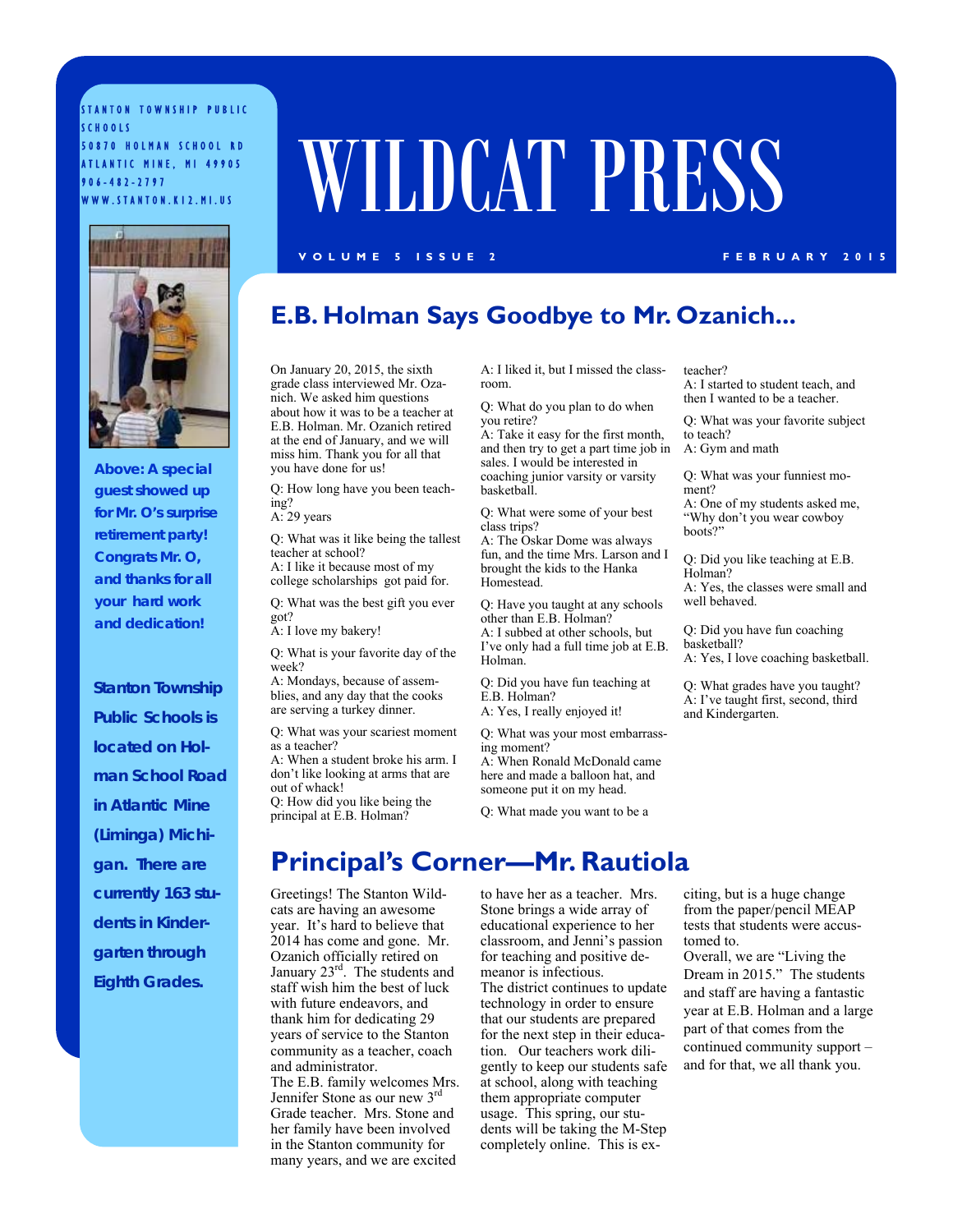STANTON TOWNSHIP PUBLIC SCHOOLS
50870 HOLMAN SCHOOL RD
ATLANTIC MINE, MI 49905
906-482-2797
WWW.STANTON.K12.MI.US

# WILDCAT PRESS

VOLUME 5 ISSUE 2 — FEBRUARY 2015

**Above: A special guest showed up for Mr. O's surprise retirement party! Congrats Mr. O, and thanks for all your hard work and dedication!**

**Stanton Township Public Schools is located on Holman School Road in Atlantic Mine (Liminga) Michigan. There are currently 163 students in Kindergarten through Eighth Grades.**

## E.B. Holman Says Goodbye to Mr. Ozanich...

On January 20, 2015, the sixth grade class interviewed Mr. Ozanich. We asked him questions about how it was to be a teacher at E.B. Holman. Mr. Ozanich retired at the end of January, and we will miss him. Thank you for all that you have done for us!

Q: How long have you been teaching?
A: 29 years

Q: What was it like being the tallest teacher at school?
A: I like it because most of my college scholarships got paid for.

Q: What was the best gift you ever got?
A: I love my bakery!

Q: What is your favorite day of the week?
A: Mondays, because of assemblies, and any day that the cooks are serving a turkey dinner.

Q: What was your scariest moment as a teacher?
A: When a student broke his arm. I don't like looking at arms that are out of whack!
Q: How did you like being the principal at E.B. Holman?
A: I liked it, but I missed the classroom.

Q: What do you plan to do when you retire?
A: Take it easy for the first month, and then try to get a part time job in sales. I would be interested in coaching junior varsity or varsity basketball.

Q: What were some of your best class trips?
A: The Oskar Dome was always fun, and the time Mrs. Larson and I brought the kids to the Hanka Homestead.

Q: Have you taught at any schools other than E.B. Holman?
A: I subbed at other schools, but I've only had a full time job at E.B. Holman.

Q: Did you have fun teaching at E.B. Holman?
A: Yes, I really enjoyed it!

Q: What was your most embarrassing moment?
A: When Ronald McDonald came here and made a balloon hat, and someone put it on my head.

Q: What made you want to be a teacher?
A: I started to student teach, and then I wanted to be a teacher.

Q: What was your favorite subject to teach?
A: Gym and math

Q: What was your funniest moment?
A: One of my students asked me, "Why don't you wear cowboy boots?"

Q: Did you like teaching at E.B. Holman?
A: Yes, the classes were small and well behaved.

Q: Did you have fun coaching basketball?
A: Yes, I love coaching basketball.

Q: What grades have you taught?
A: I've taught first, second, third and Kindergarten.

## Principal's Corner—Mr. Rautiola

Greetings! The Stanton Wildcats are having an awesome year. It's hard to believe that 2014 has come and gone. Mr. Ozanich officially retired on January 23rd. The students and staff wish him the best of luck with future endeavors, and thank him for dedicating 29 years of service to the Stanton community as a teacher, coach and administrator.
The E.B. family welcomes Mrs. Jennifer Stone as our new 3rd Grade teacher. Mrs. Stone and her family have been involved in the Stanton community for many years, and we are excited to have her as a teacher. Mrs. Stone brings a wide array of educational experience to her classroom, and Jenni's passion for teaching and positive demeanor is infectious.
The district continues to update technology in order to ensure that our students are prepared for the next step in their education. Our teachers work diligently to keep our students safe at school, along with teaching them appropriate computer usage. This spring, our students will be taking the M-Step completely online. This is exciting, but is a huge change from the paper/pencil MEAP tests that students were accustomed to.
Overall, we are "Living the Dream in 2015." The students and staff are having a fantastic year at E.B. Holman and a large part of that comes from the continued community support – and for that, we all thank you.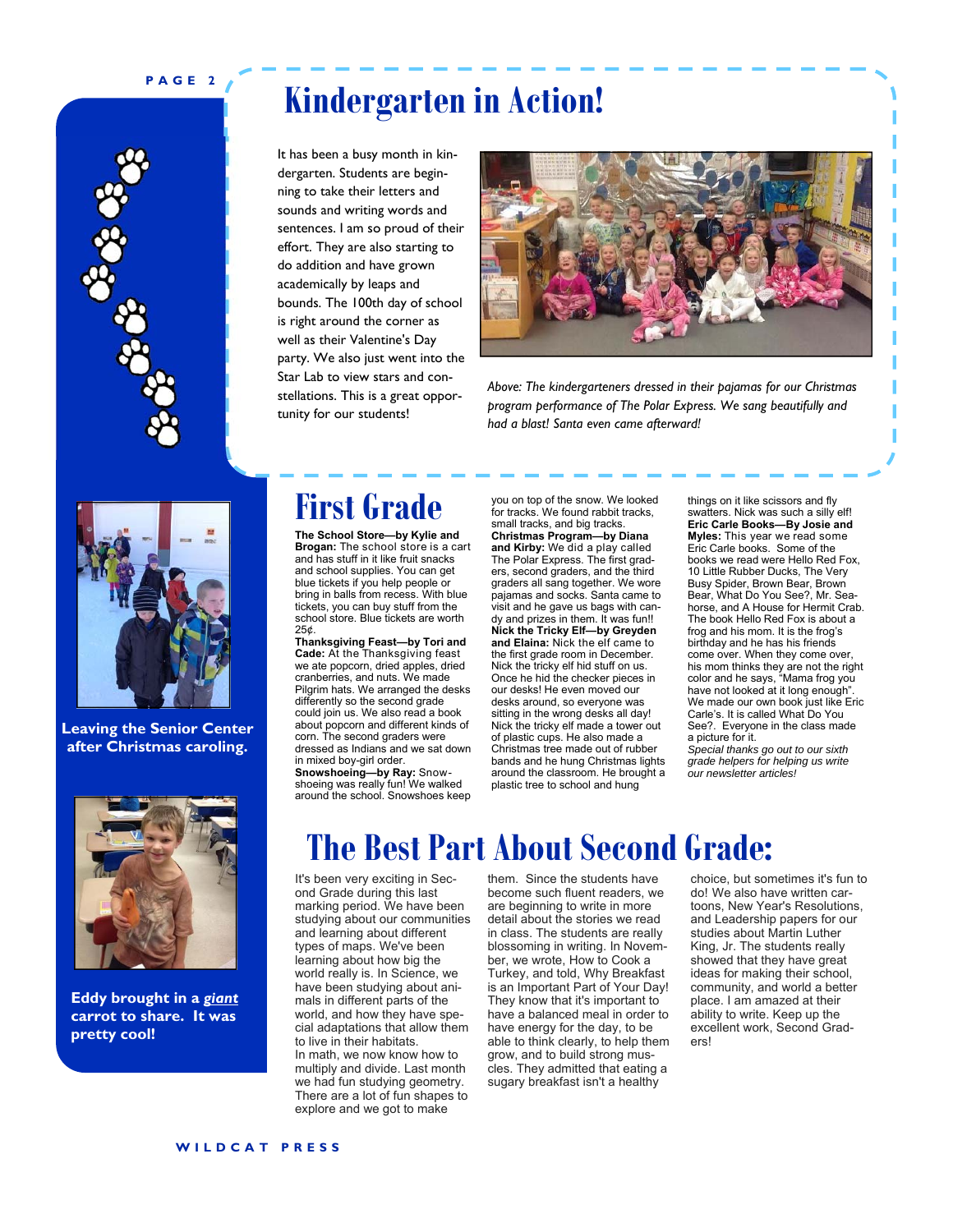# Kindergarten in Action!

It has been a busy month in kindergarten. Students are beginning to take their letters and sounds and writing words and sentences. I am so proud of their effort. They are also starting to do addition and have grown academically by leaps and bounds. The 100th day of school is right around the corner as well as their Valentine's Day party. We also just went into the Star Lab to view stars and constellations. This is a great opportunity for our students!

*Above: The kindergarteners dressed in their pajamas for our Christmas program performance of The Polar Express. We sang beautifully and had a blast! Santa even came afterward!*

**Leaving the Senior Center after Christmas caroling.**

**Eddy brought in a *giant* carrot to share. It was pretty cool!**

# First Grade

**The School Store—by Kylie and Brogan:** The school store is a cart and has stuff in it like fruit snacks and school supplies. You can get blue tickets if you help people or bring in balls from recess. With blue tickets, you can buy stuff from the school store. Blue tickets are worth 25¢.

**Thanksgiving Feast—by Tori and Cade:** At the Thanksgiving feast we ate popcorn, dried apples, dried cranberries, and nuts. We made Pilgrim hats. We arranged the desks differently so the second grade could join us. We also read a book about popcorn and different kinds of corn. The second graders were dressed as Indians and we sat down in mixed boy-girl order.

**Snowshoeing—by Ray:** Snowshoeing was really fun! We walked around the school. Snowshoes keep you on top of the snow. We looked for tracks. We found rabbit tracks, small tracks, and big tracks.

**Christmas Program—by Diana and Kirby:** We did a play called The Polar Express. The first graders, second graders, and the third graders all sang together. We wore pajamas and socks. Santa came to visit and he gave us bags with candy and prizes in them. It was fun!!

**Nick the Tricky Elf—by Greyden and Elaina:** Nick the elf came to the first grade room in December. Nick the tricky elf hid stuff on us. Once he hid the checker pieces in our desks! He even moved our desks around, so everyone was sitting in the wrong desks all day! Nick the tricky elf made a tower out of plastic cups. He also made a Christmas tree made out of rubber bands and he hung Christmas lights around the classroom. He brought a plastic tree to school and hung things on it like scissors and fly swatters. Nick was such a silly elf!

**Eric Carle Books—By Josie and Myles:** This year we read some Eric Carle books. Some of the books we read were Hello Red Fox, 10 Little Rubber Ducks, The Very Busy Spider, Brown Bear, Brown Bear, What Do You See?, Mr. Seahorse, and A House for Hermit Crab. The book Hello Red Fox is about a frog and his mom. It is the frog's birthday and he has his friends come over. When they come over, his mom thinks they are not the right color and he says, "Mama frog you have not looked at it long enough". We made our own book just like Eric Carle's. It is called What Do You See?. Everyone in the class made a picture for it.

*Special thanks go out to our sixth grade helpers for helping us write our newsletter articles!*

# The Best Part About Second Grade:

It's been very exciting in Second Grade during this last marking period. We have been studying our communities and learning about different types of maps. We've been learning about how big the world really is. In Science, we have been studying about animals in different parts of the world, and how they have special adaptations that allow them to live in their habitats.

In math, we now know how to multiply and divide. Last month we had fun studying geometry. There are a lot of fun shapes to explore and we got to make them. Since the students have become such fluent readers, we are beginning to write in more detail about the stories we read in class. The students are really blossoming in writing. In November, we wrote, How to Cook a Turkey, and told, Why Breakfast is an Important Part of Your Day! They know that it's important to have a balanced meal in order to have energy for the day, to be able to think clearly, to help them grow, and to build strong muscles. They admitted that eating a sugary breakfast isn't a healthy choice, but sometimes it's fun to do! We also have written cartoons, New Year's Resolutions, and Leadership papers for our studies about Martin Luther King, Jr. The students really showed that they have great ideas for making their school, community, and world a better place. I am amazed at their ability to write. Keep up the excellent work, Second Graders!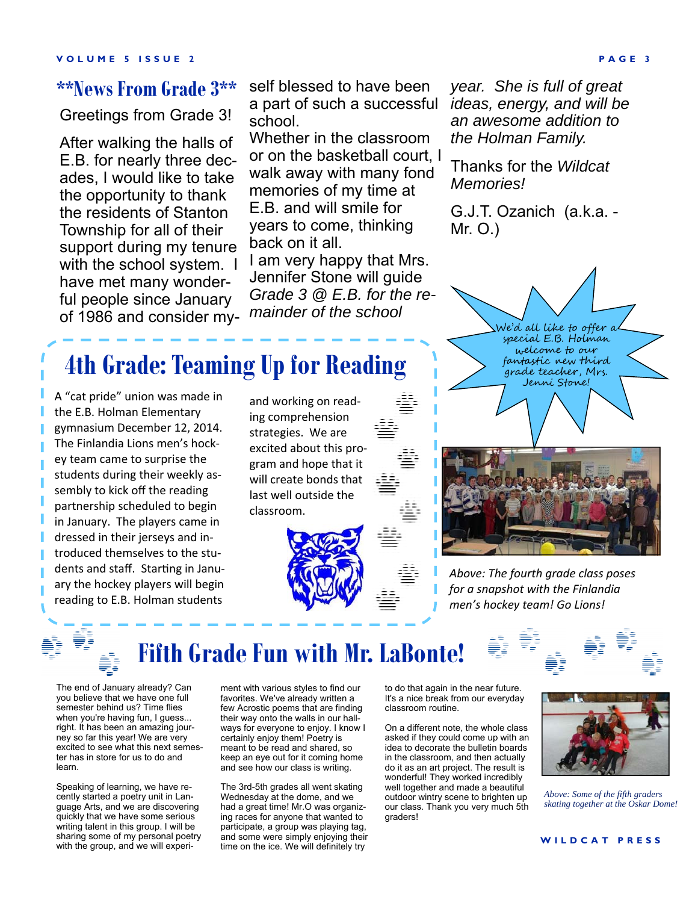## **News From Grade 3**

Greetings from Grade 3!

After walking the halls of E.B. for nearly three decades, I would like to take the opportunity to thank the residents of Stanton Township for all of their support during my tenure with the school system. I have met many wonderful people since January of 1986 and consider myself blessed to have been a part of such a successful school.

Whether in the classroom or on the basketball court, I walk away with many fond memories of my time at E.B. and will smile for years to come, thinking back on it all.

I am very happy that Mrs. Jennifer Stone will guide *Grade 3 @ E.B. for the remainder of the school year. She is full of great ideas, energy, and will be an awesome addition to the Holman Family.*

Thanks for the *Wildcat Memories!*

G.J.T. Ozanich (a.k.a. - Mr. O.)

*We'd all like to offer a special E.B. Holman welcome to our fantastic new third grade teacher, Mrs. Jenni Stone!*

## 4th Grade: Teaming Up for Reading

A "cat pride" union was made in the E.B. Holman Elementary gymnasium December 12, 2014. The Finlandia Lions men's hockey team came to surprise the students during their weekly assembly to kick off the reading partnership scheduled to begin in January. The players came in dressed in their jerseys and introduced themselves to the students and staff. Starting in January the hockey players will begin reading to E.B. Holman students and working on reading comprehension strategies. We are excited about this program and hope that it will create bonds that last well outside the classroom.

*Above: The fourth grade class poses for a snapshot with the Finlandia men's hockey team! Go Lions!*

## Fifth Grade Fun with Mr. LaBonte!

The end of January already? Can you believe that we have one full semester behind us? Time flies when you're having fun, I guess... right. It has been an amazing journey so far this year! We are very excited to see what this next semester has in store for us to do and learn.

Speaking of learning, we have recently started a poetry unit in Language Arts, and we are discovering quickly that we have some serious writing talent in this group. I will be sharing some of my personal poetry with the group, and we will experiment with various styles to find our favorites. We've already written a few Acrostic poems that are finding their way onto the walls in our hallways for everyone to enjoy. I know I certainly enjoy them! Poetry is meant to be read and shared, so keep an eye out for it coming home and see how our class is writing.

The 3rd-5th grades all went skating Wednesday at the dome, and we had a great time! Mr.O was organizing races for anyone that wanted to participate, a group was playing tag, and some were simply enjoying their time on the ice. We will definitely try to do that again in the near future. It's a nice break from our everyday classroom routine.

On a different note, the whole class asked if they could come up with an idea to decorate the bulletin boards in the classroom, and then actually do it as an art project. The result is wonderful! They worked incredibly well together and made a beautiful outdoor wintry scene to brighten up our class. Thank you very much 5th graders!

*Above: Some of the fifth graders skating together at the Oskar Dome!*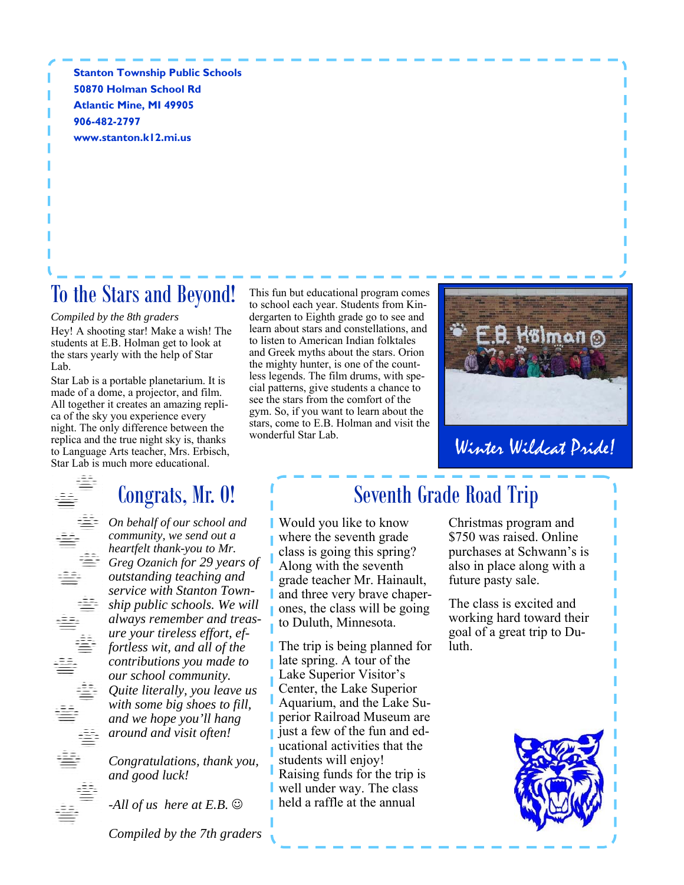**Stanton Township Public Schools**
**50870 Holman School Rd**
**Atlantic Mine, MI 49905**
**906-482-2797**
**www.stanton.k12.mi.us**

## To the Stars and Beyond!

*Compiled by the 8th graders*

Hey! A shooting star! Make a wish! The students at E.B. Holman get to look at the stars yearly with the help of Star Lab.

Star Lab is a portable planetarium. It is made of a dome, a projector, and film. All together it creates an amazing replica of the sky you experience every night. The only difference between the replica and the true night sky is, thanks to Language Arts teacher, Mrs. Erbisch, Star Lab is much more educational.

This fun but educational program comes to school each year. Students from Kindergarten to Eighth grade go to see and learn about stars and constellations, and to listen to American Indian folktales and Greek myths about the stars. Orion the mighty hunter, is one of the countless legends. The film drums, with special patterns, give students a chance to see the stars from the comfort of the gym. So, if you want to learn about the stars, come to E.B. Holman and visit the wonderful Star Lab.

Winter Wildcat Pride!

## Congrats, Mr. O!

*On behalf of our school and community, we send out a heartfelt thank-you to Mr. Greg Ozanich for 29 years of outstanding teaching and service with Stanton Township public schools. We will always remember and treasure your tireless effort, effortless wit, and all of the contributions you made to our school community. Quite literally, you leave us with some big shoes to fill, and we hope you'll hang around and visit often!*

*Congratulations, thank you, and good luck!*

*-All of us here at E.B.* ☺

*Compiled by the 7th graders*

## Seventh Grade Road Trip

Would you like to know where the seventh grade class is going this spring? Along with the seventh grade teacher Mr. Hainault, and three very brave chaperones, the class will be going to Duluth, Minnesota.

The trip is being planned for late spring. A tour of the Lake Superior Visitor's Center, the Lake Superior Aquarium, and the Lake Superior Railroad Museum are just a few of the fun and educational activities that the students will enjoy! Raising funds for the trip is well under way. The class held a raffle at the annual Christmas program and $750 was raised. Online purchases at Schwann's is also in place along with a future pasty sale.

The class is excited and working hard toward their goal of a great trip to Duluth.